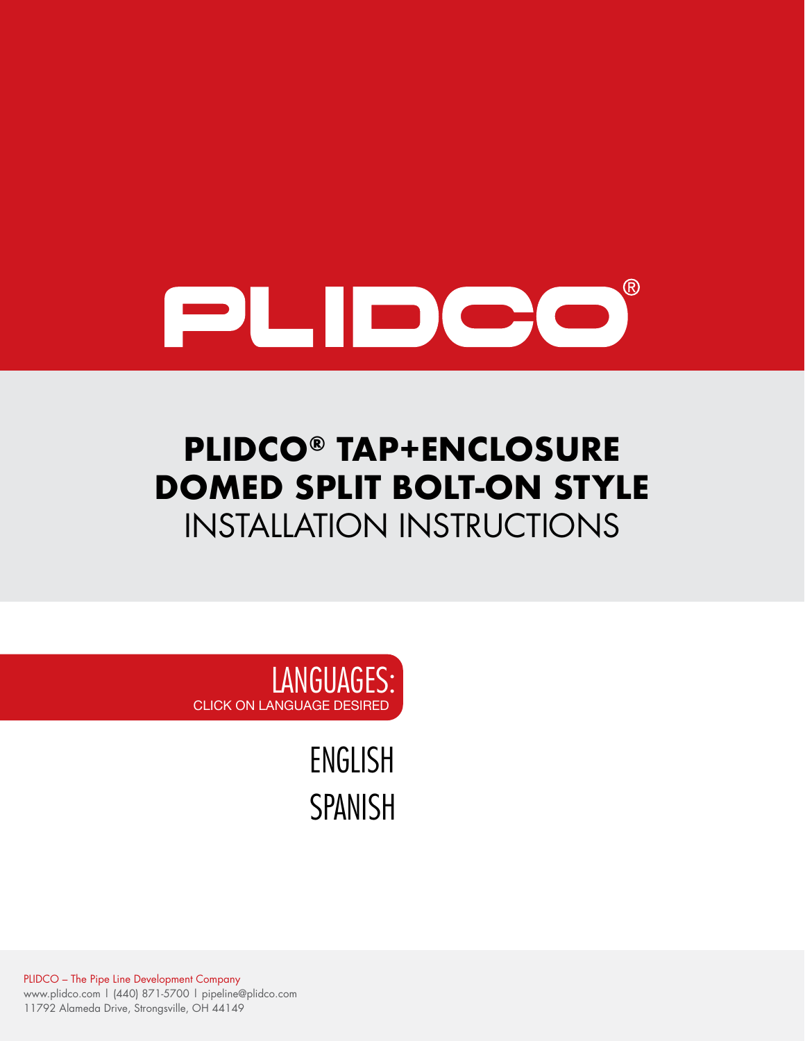# PLIDCO®

# PLIDCO® TAP+ENCLOSURE DOMED SPLIT BOLT-ON STYLE

## INSTALLATION INSTRUCTIONS

LANGUAGES:
CLICK ON LANGUAGE DESIRED

ENGLISH
SPANISH

PLIDCO – The Pipe Line Development Company
www.plidco.com | (440) 871-5700 | pipeline@plidco.com
11792 Alameda Drive, Strongsville, OH 44149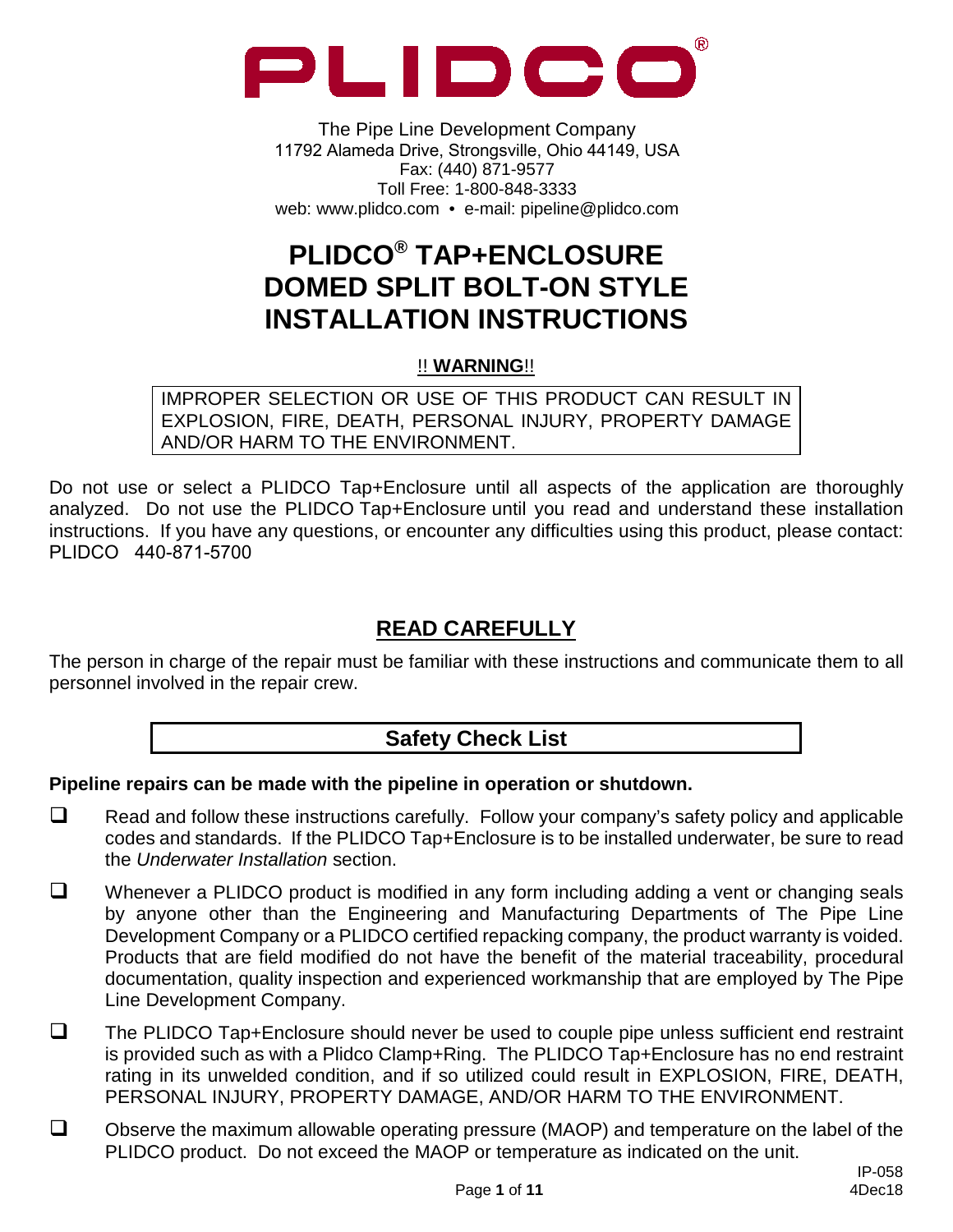PLIDCO®

The Pipe Line Development Company
11792 Alameda Drive, Strongsville, Ohio 44149, USA
Fax: (440) 871-9577
Toll Free: 1-800-848-3333
web: www.plidco.com • e-mail: pipeline@plidco.com

# PLIDCO® TAP+ENCLOSURE DOMED SPLIT BOLT-ON STYLE INSTALLATION INSTRUCTIONS

!! **WARNING**!!

IMPROPER SELECTION OR USE OF THIS PRODUCT CAN RESULT IN EXPLOSION, FIRE, DEATH, PERSONAL INJURY, PROPERTY DAMAGE AND/OR HARM TO THE ENVIRONMENT.

Do not use or select a PLIDCO Tap+Enclosure until all aspects of the application are thoroughly analyzed. Do not use the PLIDCO Tap+Enclosure until you read and understand these installation instructions. If you have any questions, or encounter any difficulties using this product, please contact: PLIDCO 440-871-5700

## READ CAREFULLY

The person in charge of the repair must be familiar with these instructions and communicate them to all personnel involved in the repair crew.

## Safety Check List

**Pipeline repairs can be made with the pipeline in operation or shutdown.**

- ❑ Read and follow these instructions carefully. Follow your company's safety policy and applicable codes and standards. If the PLIDCO Tap+Enclosure is to be installed underwater, be sure to read the *Underwater Installation* section.
- ❑ Whenever a PLIDCO product is modified in any form including adding a vent or changing seals by anyone other than the Engineering and Manufacturing Departments of The Pipe Line Development Company or a PLIDCO certified repacking company, the product warranty is voided. Products that are field modified do not have the benefit of the material traceability, procedural documentation, quality inspection and experienced workmanship that are employed by The Pipe Line Development Company.
- ❑ The PLIDCO Tap+Enclosure should never be used to couple pipe unless sufficient end restraint is provided such as with a Plidco Clamp+Ring. The PLIDCO Tap+Enclosure has no end restraint rating in its unwelded condition, and if so utilized could result in EXPLOSION, FIRE, DEATH, PERSONAL INJURY, PROPERTY DAMAGE, AND/OR HARM TO THE ENVIRONMENT.
- ❑ Observe the maximum allowable operating pressure (MAOP) and temperature on the label of the PLIDCO product. Do not exceed the MAOP or temperature as indicated on the unit.

IP-058
4Dec18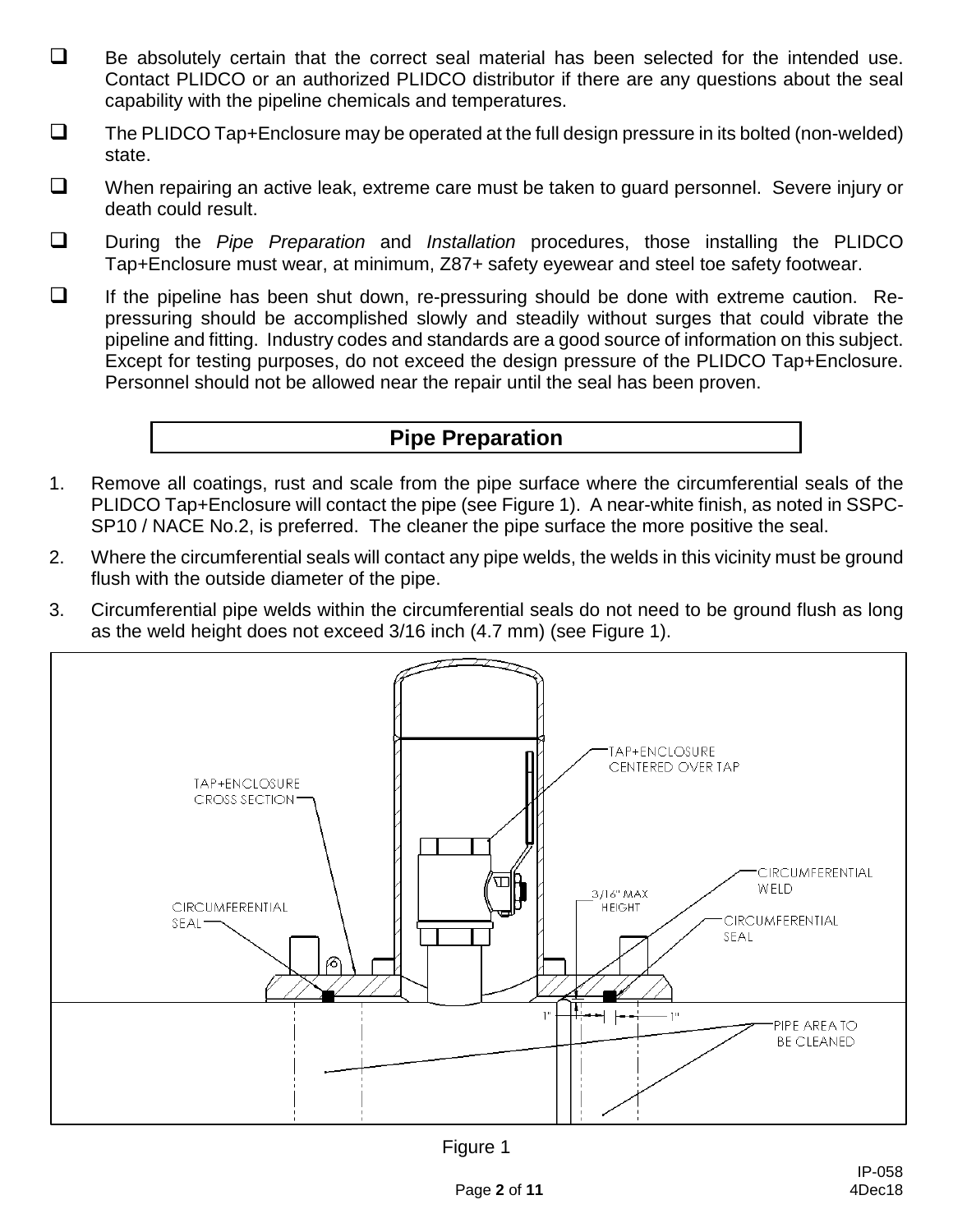- ❑ Be absolutely certain that the correct seal material has been selected for the intended use. Contact PLIDCO or an authorized PLIDCO distributor if there are any questions about the seal capability with the pipeline chemicals and temperatures.
- ❑ The PLIDCO Tap+Enclosure may be operated at the full design pressure in its bolted (non-welded) state.
- ❑ When repairing an active leak, extreme care must be taken to guard personnel. Severe injury or death could result.
- ❑ During the *Pipe Preparation* and *Installation* procedures, those installing the PLIDCO Tap+Enclosure must wear, at minimum, Z87+ safety eyewear and steel toe safety footwear.
- ❑ If the pipeline has been shut down, re-pressuring should be done with extreme caution. Re-pressuring should be accomplished slowly and steadily without surges that could vibrate the pipeline and fitting. Industry codes and standards are a good source of information on this subject. Except for testing purposes, do not exceed the design pressure of the PLIDCO Tap+Enclosure. Personnel should not be allowed near the repair until the seal has been proven.

## Pipe Preparation

1. Remove all coatings, rust and scale from the pipe surface where the circumferential seals of the PLIDCO Tap+Enclosure will contact the pipe (see Figure 1). A near-white finish, as noted in SSPC-SP10 / NACE No.2, is preferred. The cleaner the pipe surface the more positive the seal.
2. Where the circumferential seals will contact any pipe welds, the welds in this vicinity must be ground flush with the outside diameter of the pipe.
3. Circumferential pipe welds within the circumferential seals do not need to be ground flush as long as the weld height does not exceed 3/16 inch (4.7 mm) (see Figure 1).

TAP+ENCLOSURE CROSS SECTION
TAP+ENCLOSURE CENTERED OVER TAP
CIRCUMFERENTIAL SEAL
3/16" MAX HEIGHT
CIRCUMFERENTIAL WELD
CIRCUMFERENTIAL SEAL
1"
1"
PIPE AREA TO BE CLEANED

Figure 1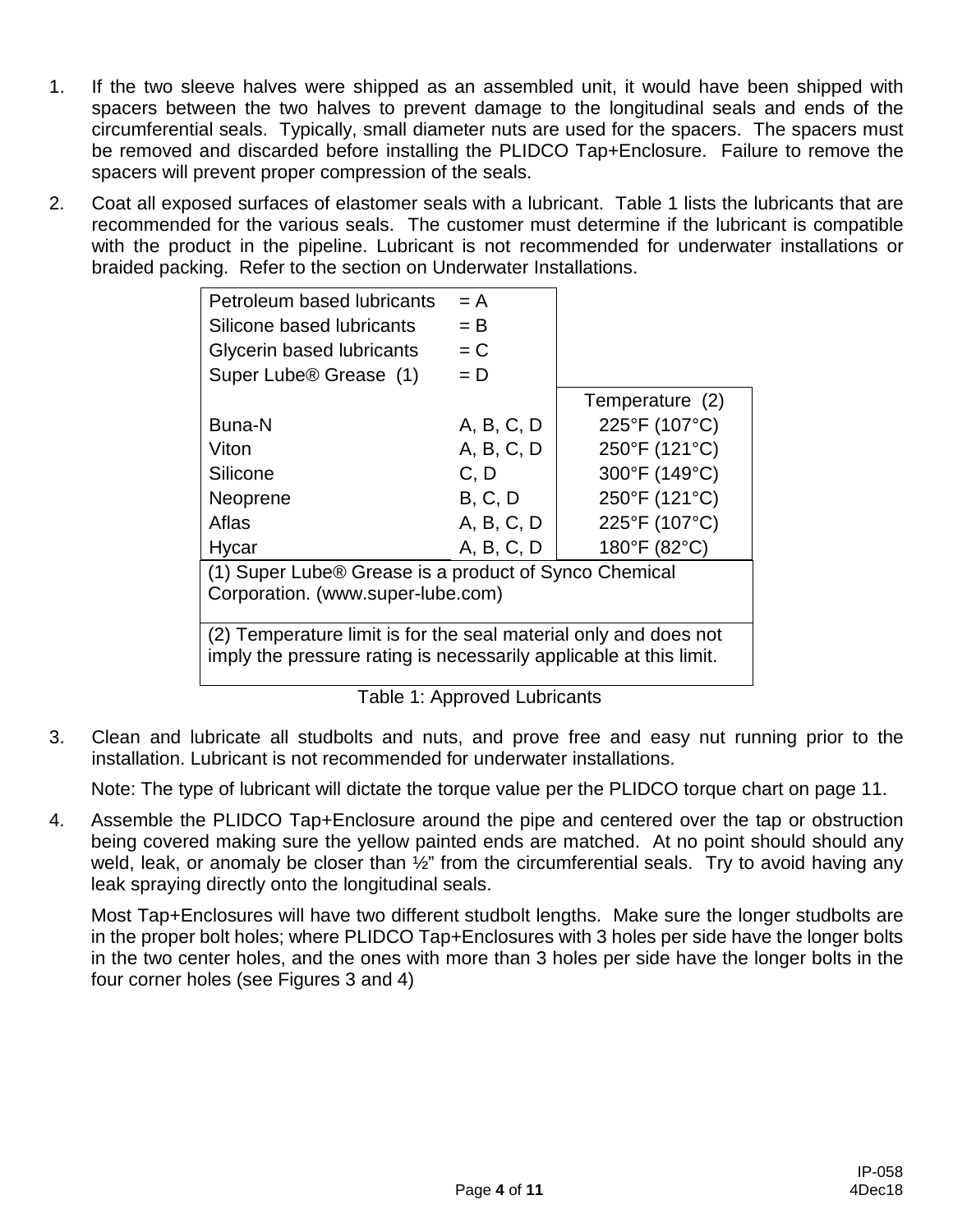1. If the two sleeve halves were shipped as an assembled unit, it would have been shipped with spacers between the two halves to prevent damage to the longitudinal seals and ends of the circumferential seals. Typically, small diameter nuts are used for the spacers. The spacers must be removed and discarded before installing the PLIDCO Tap+Enclosure. Failure to remove the spacers will prevent proper compression of the seals.

2. Coat all exposed surfaces of elastomer seals with a lubricant. Table 1 lists the lubricants that are recommended for the various seals. The customer must determine if the lubricant is compatible with the product in the pipeline. Lubricant is not recommended for underwater installations or braided packing. Refer to the section on Underwater Installations.

| Petroleum based lubricants | = A | |
|---|---|---|
| Silicone based lubricants | = B | |
| Glycerin based lubricants | = C | |
| Super Lube® Grease (1) | = D | |
| | | Temperature (2) |
| Buna-N | A, B, C, D | 225°F (107°C) |
| Viton | A, B, C, D | 250°F (121°C) |
| Silicone | C, D | 300°F (149°C) |
| Neoprene | B, C, D | 250°F (121°C) |
| Aflas | A, B, C, D | 225°F (107°C) |
| Hycar | A, B, C, D | 180°F (82°C) |
| (1) Super Lube® Grease is a product of Synco Chemical Corporation. (www.super-lube.com) | | |
| (2) Temperature limit is for the seal material only and does not imply the pressure rating is necessarily applicable at this limit. | | |

Table 1: Approved Lubricants

3. Clean and lubricate all studbolts and nuts, and prove free and easy nut running prior to the installation. Lubricant is not recommended for underwater installations.

   Note: The type of lubricant will dictate the torque value per the PLIDCO torque chart on page 11.

4. Assemble the PLIDCO Tap+Enclosure around the pipe and centered over the tap or obstruction being covered making sure the yellow painted ends are matched. At no point should should any weld, leak, or anomaly be closer than ½" from the circumferential seals. Try to avoid having any leak spraying directly onto the longitudinal seals.

   Most Tap+Enclosures will have two different studbolt lengths. Make sure the longer studbolts are in the proper bolt holes; where PLIDCO Tap+Enclosures with 3 holes per side have the longer bolts in the two center holes, and the ones with more than 3 holes per side have the longer bolts in the four corner holes (see Figures 3 and 4)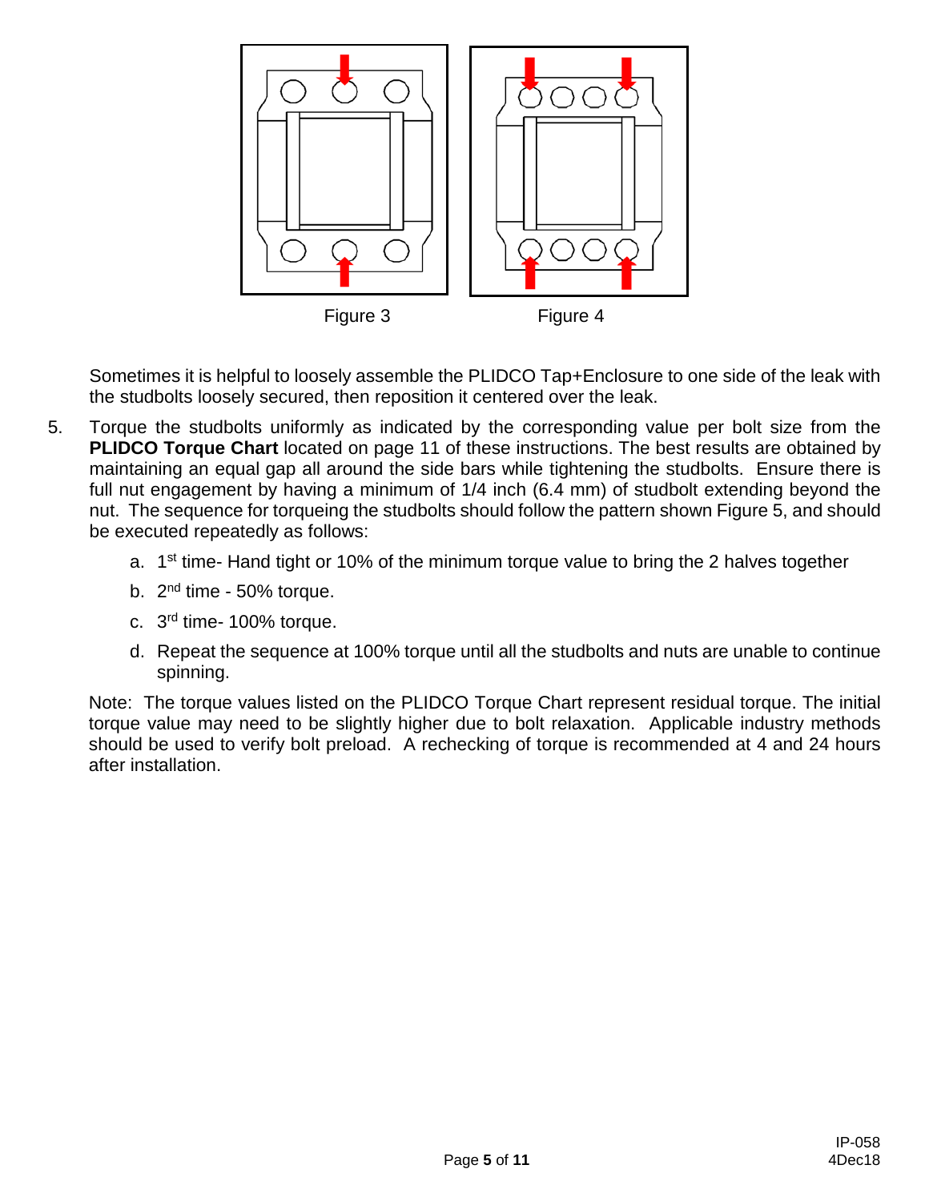Figure 3

Figure 4

Sometimes it is helpful to loosely assemble the PLIDCO Tap+Enclosure to one side of the leak with the studbolts loosely secured, then reposition it centered over the leak.

5. Torque the studbolts uniformly as indicated by the corresponding value per bolt size from the **PLIDCO Torque Chart** located on page 11 of these instructions. The best results are obtained by maintaining an equal gap all around the side bars while tightening the studbolts. Ensure there is full nut engagement by having a minimum of 1/4 inch (6.4 mm) of studbolt extending beyond the nut. The sequence for torqueing the studbolts should follow the pattern shown Figure 5, and should be executed repeatedly as follows:

   a. 1st time- Hand tight or 10% of the minimum torque value to bring the 2 halves together

   b. 2nd time - 50% torque.

   c. 3rd time- 100% torque.

   d. Repeat the sequence at 100% torque until all the studbolts and nuts are unable to continue spinning.

Note: The torque values listed on the PLIDCO Torque Chart represent residual torque. The initial torque value may need to be slightly higher due to bolt relaxation. Applicable industry methods should be used to verify bolt preload. A rechecking of torque is recommended at 4 and 24 hours after installation.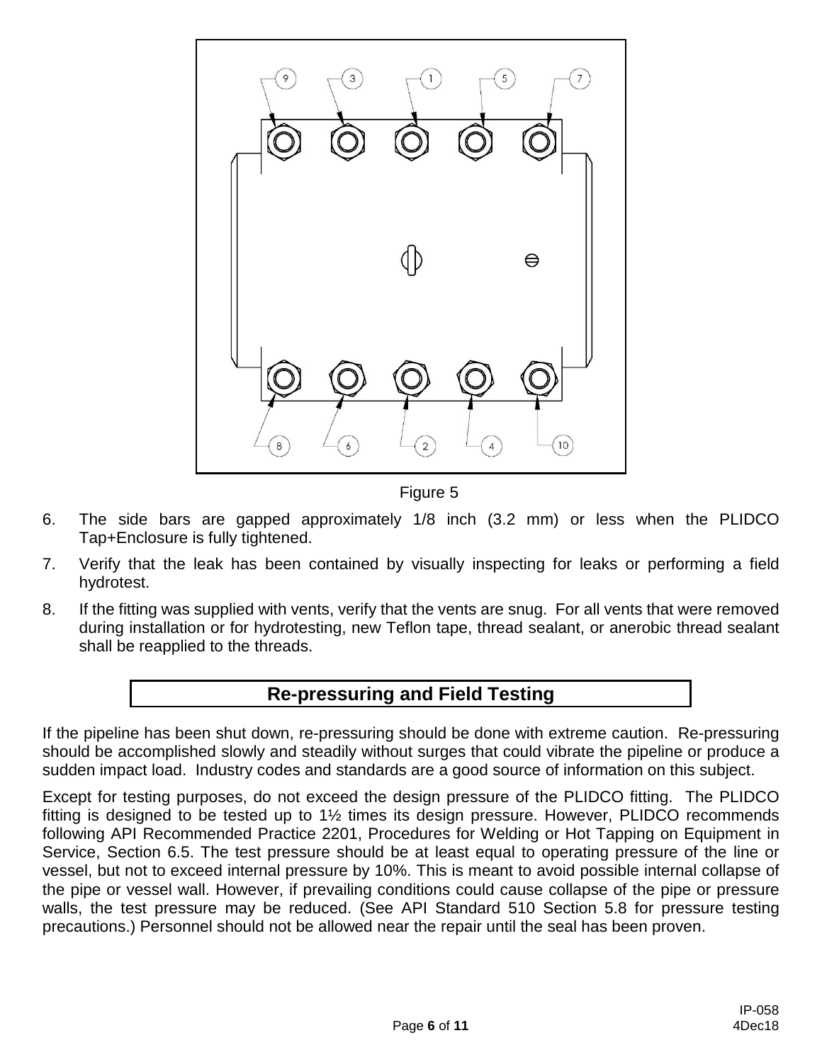Figure 5

6. The side bars are gapped approximately 1/8 inch (3.2 mm) or less when the PLIDCO Tap+Enclosure is fully tightened.
7. Verify that the leak has been contained by visually inspecting for leaks or performing a field hydrotest.
8. If the fitting was supplied with vents, verify that the vents are snug. For all vents that were removed during installation or for hydrotesting, new Teflon tape, thread sealant, or anerobic thread sealant shall be reapplied to the threads.

## Re-pressuring and Field Testing

If the pipeline has been shut down, re-pressuring should be done with extreme caution. Re-pressuring should be accomplished slowly and steadily without surges that could vibrate the pipeline or produce a sudden impact load. Industry codes and standards are a good source of information on this subject.

Except for testing purposes, do not exceed the design pressure of the PLIDCO fitting. The PLIDCO fitting is designed to be tested up to 1½ times its design pressure. However, PLIDCO recommends following API Recommended Practice 2201, Procedures for Welding or Hot Tapping on Equipment in Service, Section 6.5. The test pressure should be at least equal to operating pressure of the line or vessel, but not to exceed internal pressure by 10%. This is meant to avoid possible internal collapse of the pipe or vessel wall. However, if prevailing conditions could cause collapse of the pipe or pressure walls, the test pressure may be reduced. (See API Standard 510 Section 5.8 for pressure testing precautions.) Personnel should not be allowed near the repair until the seal has been proven.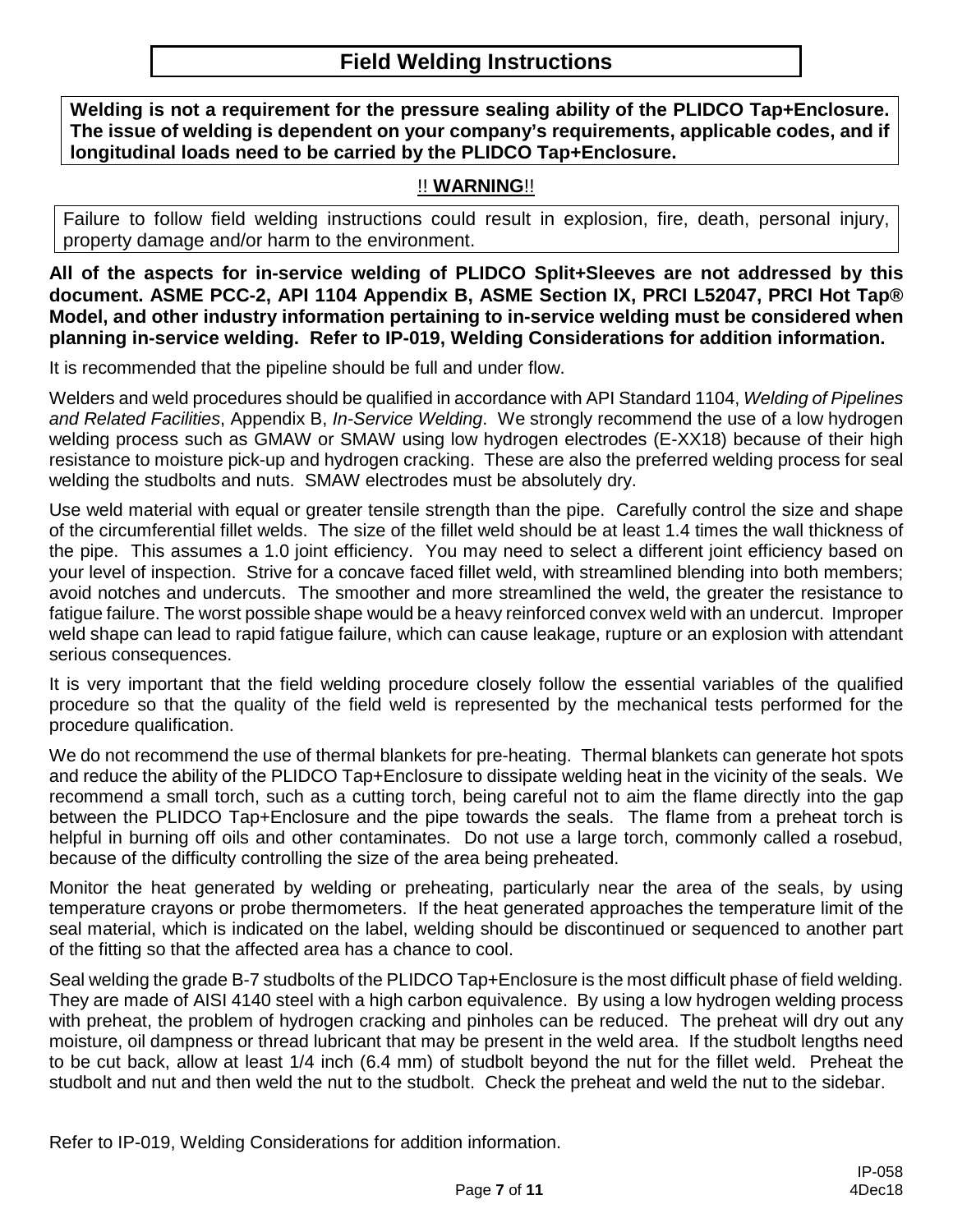# Field Welding Instructions

**Welding is not a requirement for the pressure sealing ability of the PLIDCO Tap+Enclosure. The issue of welding is dependent on your company's requirements, applicable codes, and if longitudinal loads need to be carried by the PLIDCO Tap+Enclosure.**

!! **WARNING**!!

Failure to follow field welding instructions could result in explosion, fire, death, personal injury, property damage and/or harm to the environment.

**All of the aspects for in-service welding of PLIDCO Split+Sleeves are not addressed by this document. ASME PCC-2, API 1104 Appendix B, ASME Section IX, PRCI L52047, PRCI Hot Tap® Model, and other industry information pertaining to in-service welding must be considered when planning in-service welding. Refer to IP-019, Welding Considerations for addition information.**

It is recommended that the pipeline should be full and under flow.

Welders and weld procedures should be qualified in accordance with API Standard 1104, *Welding of Pipelines and Related Facilities*, Appendix B, *In-Service Welding*. We strongly recommend the use of a low hydrogen welding process such as GMAW or SMAW using low hydrogen electrodes (E-XX18) because of their high resistance to moisture pick-up and hydrogen cracking. These are also the preferred welding process for seal welding the studbolts and nuts. SMAW electrodes must be absolutely dry.

Use weld material with equal or greater tensile strength than the pipe. Carefully control the size and shape of the circumferential fillet welds. The size of the fillet weld should be at least 1.4 times the wall thickness of the pipe. This assumes a 1.0 joint efficiency. You may need to select a different joint efficiency based on your level of inspection. Strive for a concave faced fillet weld, with streamlined blending into both members; avoid notches and undercuts. The smoother and more streamlined the weld, the greater the resistance to fatigue failure. The worst possible shape would be a heavy reinforced convex weld with an undercut. Improper weld shape can lead to rapid fatigue failure, which can cause leakage, rupture or an explosion with attendant serious consequences.

It is very important that the field welding procedure closely follow the essential variables of the qualified procedure so that the quality of the field weld is represented by the mechanical tests performed for the procedure qualification.

We do not recommend the use of thermal blankets for pre-heating. Thermal blankets can generate hot spots and reduce the ability of the PLIDCO Tap+Enclosure to dissipate welding heat in the vicinity of the seals. We recommend a small torch, such as a cutting torch, being careful not to aim the flame directly into the gap between the PLIDCO Tap+Enclosure and the pipe towards the seals. The flame from a preheat torch is helpful in burning off oils and other contaminates. Do not use a large torch, commonly called a rosebud, because of the difficulty controlling the size of the area being preheated.

Monitor the heat generated by welding or preheating, particularly near the area of the seals, by using temperature crayons or probe thermometers. If the heat generated approaches the temperature limit of the seal material, which is indicated on the label, welding should be discontinued or sequenced to another part of the fitting so that the affected area has a chance to cool.

Seal welding the grade B-7 studbolts of the PLIDCO Tap+Enclosure is the most difficult phase of field welding. They are made of AISI 4140 steel with a high carbon equivalence. By using a low hydrogen welding process with preheat, the problem of hydrogen cracking and pinholes can be reduced. The preheat will dry out any moisture, oil dampness or thread lubricant that may be present in the weld area. If the studbolt lengths need to be cut back, allow at least 1/4 inch (6.4 mm) of studbolt beyond the nut for the fillet weld. Preheat the studbolt and nut and then weld the nut to the studbolt. Check the preheat and weld the nut to the sidebar.

Refer to IP-019, Welding Considerations for addition information.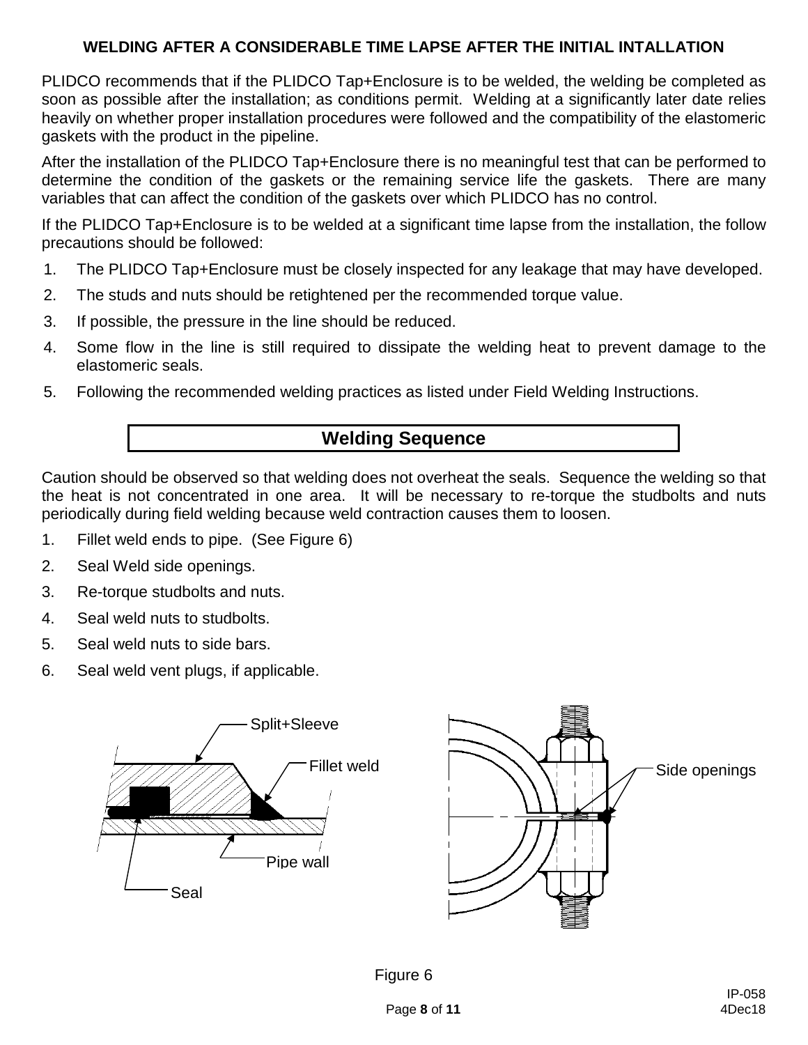## WELDING AFTER A CONSIDERABLE TIME LAPSE AFTER THE INITIAL INTALLATION

PLIDCO recommends that if the PLIDCO Tap+Enclosure is to be welded, the welding be completed as soon as possible after the installation; as conditions permit. Welding at a significantly later date relies heavily on whether proper installation procedures were followed and the compatibility of the elastomeric gaskets with the product in the pipeline.

After the installation of the PLIDCO Tap+Enclosure there is no meaningful test that can be performed to determine the condition of the gaskets or the remaining service life the gaskets. There are many variables that can affect the condition of the gaskets over which PLIDCO has no control.

If the PLIDCO Tap+Enclosure is to be welded at a significant time lapse from the installation, the follow precautions should be followed:

1. The PLIDCO Tap+Enclosure must be closely inspected for any leakage that may have developed.
2. The studs and nuts should be retightened per the recommended torque value.
3. If possible, the pressure in the line should be reduced.
4. Some flow in the line is still required to dissipate the welding heat to prevent damage to the elastomeric seals.
5. Following the recommended welding practices as listed under Field Welding Instructions.

## Welding Sequence

Caution should be observed so that welding does not overheat the seals. Sequence the welding so that the heat is not concentrated in one area. It will be necessary to re-torque the studbolts and nuts periodically during field welding because weld contraction causes them to loosen.

1. Fillet weld ends to pipe. (See Figure 6)
2. Seal Weld side openings.
3. Re-torque studbolts and nuts.
4. Seal weld nuts to studbolts.
5. Seal weld nuts to side bars.
6. Seal weld vent plugs, if applicable.

Split+Sleeve
Fillet weld
Pipe wall
Seal
Side openings

Figure 6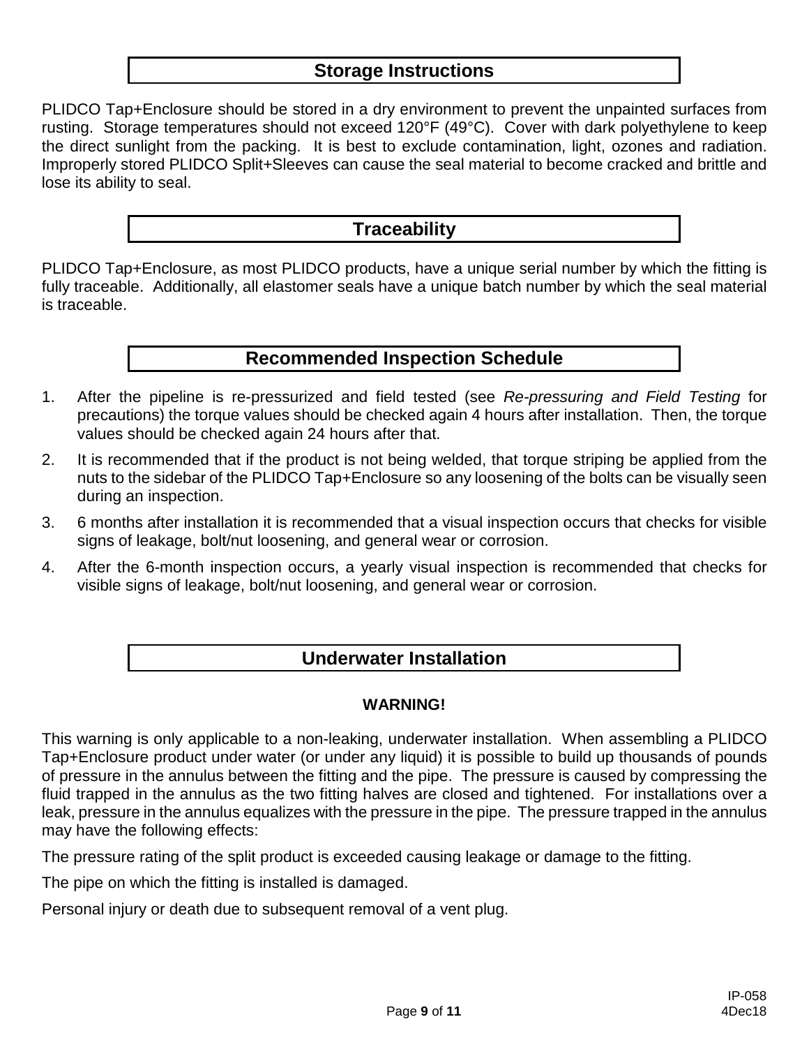## Storage Instructions

PLIDCO Tap+Enclosure should be stored in a dry environment to prevent the unpainted surfaces from rusting. Storage temperatures should not exceed 120°F (49°C). Cover with dark polyethylene to keep the direct sunlight from the packing. It is best to exclude contamination, light, ozones and radiation. Improperly stored PLIDCO Split+Sleeves can cause the seal material to become cracked and brittle and lose its ability to seal.

## Traceability

PLIDCO Tap+Enclosure, as most PLIDCO products, have a unique serial number by which the fitting is fully traceable. Additionally, all elastomer seals have a unique batch number by which the seal material is traceable.

## Recommended Inspection Schedule

1. After the pipeline is re-pressurized and field tested (see *Re-pressuring and Field Testing* for precautions) the torque values should be checked again 4 hours after installation. Then, the torque values should be checked again 24 hours after that.
2. It is recommended that if the product is not being welded, that torque striping be applied from the nuts to the sidebar of the PLIDCO Tap+Enclosure so any loosening of the bolts can be visually seen during an inspection.
3. 6 months after installation it is recommended that a visual inspection occurs that checks for visible signs of leakage, bolt/nut loosening, and general wear or corrosion.
4. After the 6-month inspection occurs, a yearly visual inspection is recommended that checks for visible signs of leakage, bolt/nut loosening, and general wear or corrosion.

## Underwater Installation

**WARNING!**

This warning is only applicable to a non-leaking, underwater installation. When assembling a PLIDCO Tap+Enclosure product under water (or under any liquid) it is possible to build up thousands of pounds of pressure in the annulus between the fitting and the pipe. The pressure is caused by compressing the fluid trapped in the annulus as the two fitting halves are closed and tightened. For installations over a leak, pressure in the annulus equalizes with the pressure in the pipe. The pressure trapped in the annulus may have the following effects:

The pressure rating of the split product is exceeded causing leakage or damage to the fitting.

The pipe on which the fitting is installed is damaged.

Personal injury or death due to subsequent removal of a vent plug.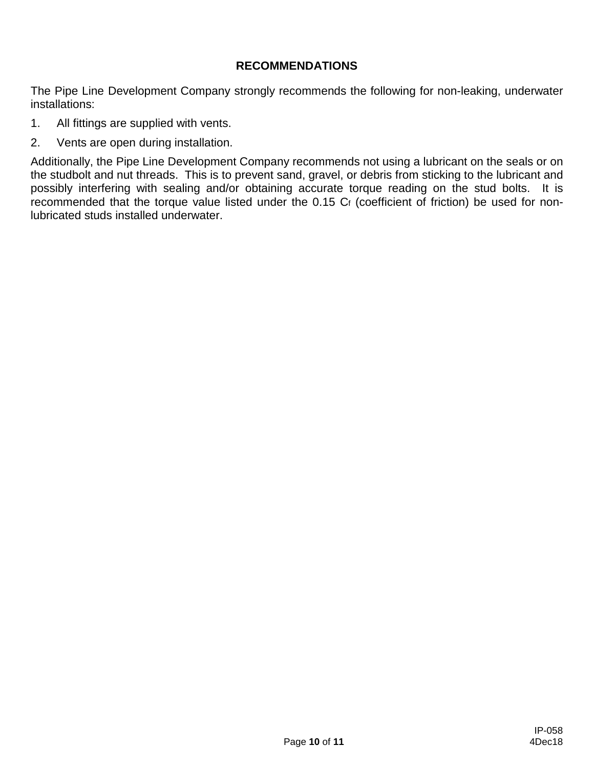## RECOMMENDATIONS

The Pipe Line Development Company strongly recommends the following for non-leaking, underwater installations:

1. All fittings are supplied with vents.
2. Vents are open during installation.

Additionally, the Pipe Line Development Company recommends not using a lubricant on the seals or on the studbolt and nut threads. This is to prevent sand, gravel, or debris from sticking to the lubricant and possibly interfering with sealing and/or obtaining accurate torque reading on the stud bolts. It is recommended that the torque value listed under the 0.15 $C_f$ (coefficient of friction) be used for non-lubricated studs installed underwater.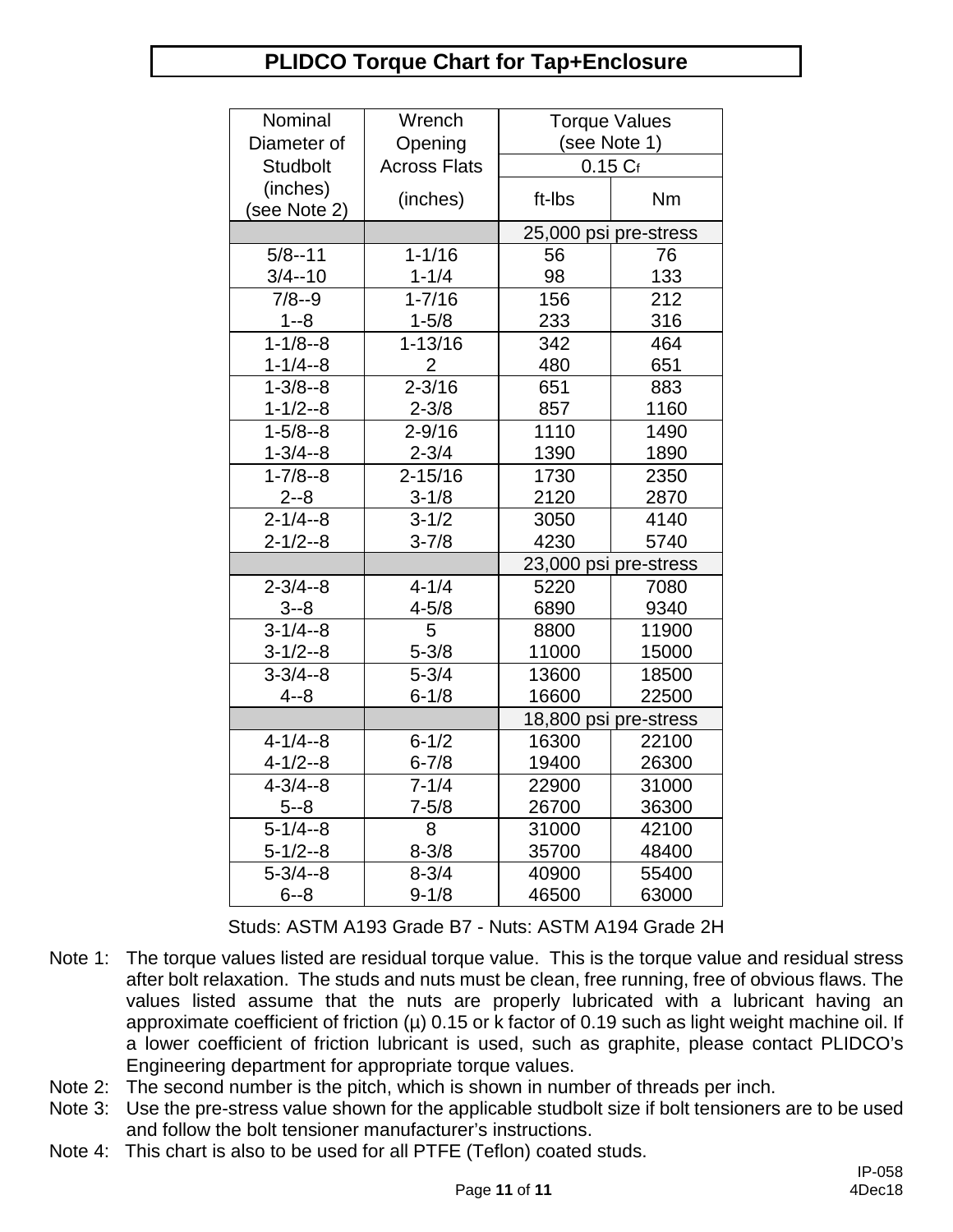# PLIDCO Torque Chart for Tap+Enclosure

| Nominal Diameter of Studbolt (inches) (see Note 2) | Wrench Opening Across Flats (inches) | Torque Values (see Note 1) 0.15 $C_f$ ft-lbs | Nm |
|---|---|---|---|
| | | 25,000 psi pre-stress | |
| 5/8--11 | 1-1/16 | 56 | 76 |
| 3/4--10 | 1-1/4 | 98 | 133 |
| 7/8--9 | 1-7/16 | 156 | 212 |
| 1--8 | 1-5/8 | 233 | 316 |
| 1-1/8--8 | 1-13/16 | 342 | 464 |
| 1-1/4--8 | 2 | 480 | 651 |
| 1-3/8--8 | 2-3/16 | 651 | 883 |
| 1-1/2--8 | 2-3/8 | 857 | 1160 |
| 1-5/8--8 | 2-9/16 | 1110 | 1490 |
| 1-3/4--8 | 2-3/4 | 1390 | 1890 |
| 1-7/8--8 | 2-15/16 | 1730 | 2350 |
| 2--8 | 3-1/8 | 2120 | 2870 |
| 2-1/4--8 | 3-1/2 | 3050 | 4140 |
| 2-1/2--8 | 3-7/8 | 4230 | 5740 |
| | | 23,000 psi pre-stress | |
| 2-3/4--8 | 4-1/4 | 5220 | 7080 |
| 3--8 | 4-5/8 | 6890 | 9340 |
| 3-1/4--8 | 5 | 8800 | 11900 |
| 3-1/2--8 | 5-3/8 | 11000 | 15000 |
| 3-3/4--8 | 5-3/4 | 13600 | 18500 |
| 4--8 | 6-1/8 | 16600 | 22500 |
| | | 18,800 psi pre-stress | |
| 4-1/4--8 | 6-1/2 | 16300 | 22100 |
| 4-1/2--8 | 6-7/8 | 19400 | 26300 |
| 4-3/4--8 | 7-1/4 | 22900 | 31000 |
| 5--8 | 7-5/8 | 26700 | 36300 |
| 5-1/4--8 | 8 | 31000 | 42100 |
| 5-1/2--8 | 8-3/8 | 35700 | 48400 |
| 5-3/4--8 | 8-3/4 | 40900 | 55400 |
| 6--8 | 9-1/8 | 46500 | 63000 |

Studs: ASTM A193 Grade B7 - Nuts: ASTM A194 Grade 2H

Note 1: The torque values listed are residual torque value. This is the torque value and residual stress after bolt relaxation. The studs and nuts must be clean, free running, free of obvious flaws. The values listed assume that the nuts are properly lubricated with a lubricant having an approximate coefficient of friction (μ) 0.15 or k factor of 0.19 such as light weight machine oil. If a lower coefficient of friction lubricant is used, such as graphite, please contact PLIDCO's Engineering department for appropriate torque values.

Note 2: The second number is the pitch, which is shown in number of threads per inch.

Note 3: Use the pre-stress value shown for the applicable studbolt size if bolt tensioners are to be used and follow the bolt tensioner manufacturer's instructions.

Note 4: This chart is also to be used for all PTFE (Teflon) coated studs.

IP-058
4Dec18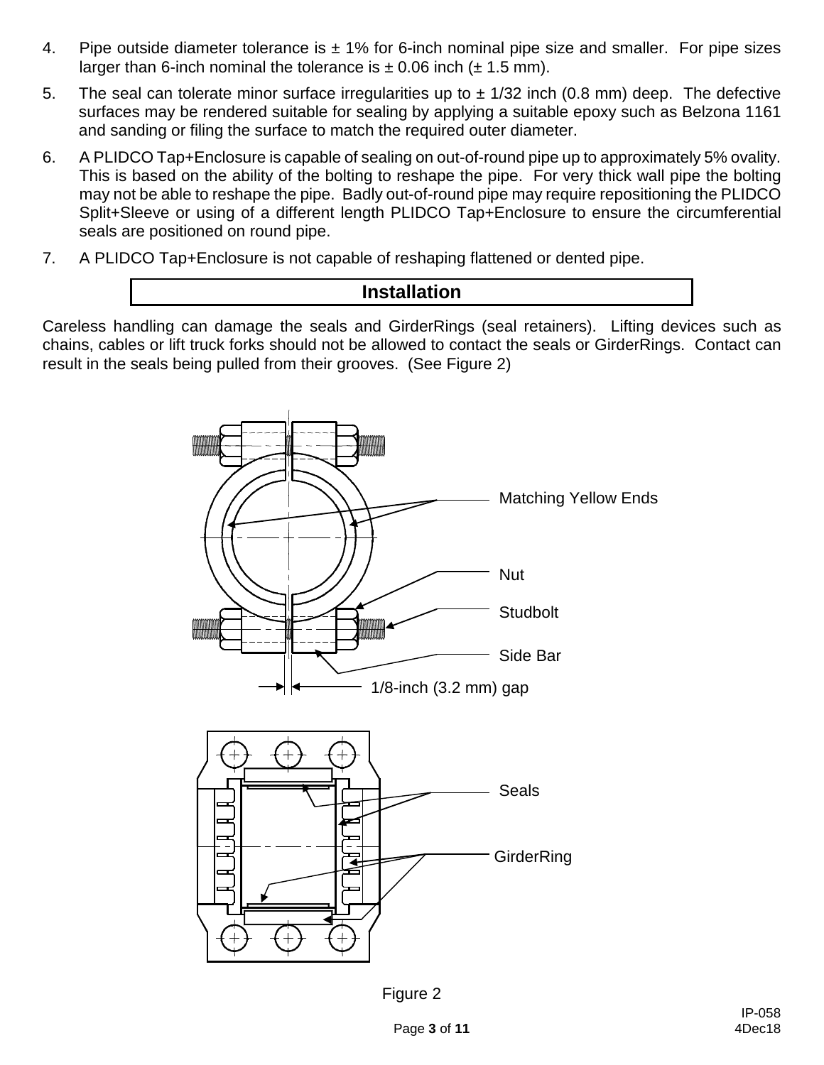4. Pipe outside diameter tolerance is ± 1% for 6-inch nominal pipe size and smaller. For pipe sizes larger than 6-inch nominal the tolerance is ± 0.06 inch (± 1.5 mm).

5. The seal can tolerate minor surface irregularities up to ± 1/32 inch (0.8 mm) deep. The defective surfaces may be rendered suitable for sealing by applying a suitable epoxy such as Belzona 1161 and sanding or filing the surface to match the required outer diameter.

6. A PLIDCO Tap+Enclosure is capable of sealing on out-of-round pipe up to approximately 5% ovality. This is based on the ability of the bolting to reshape the pipe. For very thick wall pipe the bolting may not be able to reshape the pipe. Badly out-of-round pipe may require repositioning the PLIDCO Split+Sleeve or using of a different length PLIDCO Tap+Enclosure to ensure the circumferential seals are positioned on round pipe.

7. A PLIDCO Tap+Enclosure is not capable of reshaping flattened or dented pipe.

## Installation

Careless handling can damage the seals and GirderRings (seal retainers). Lifting devices such as chains, cables or lift truck forks should not be allowed to contact the seals or GirderRings. Contact can result in the seals being pulled from their grooves. (See Figure 2)

Matching Yellow Ends

Nut

Studbolt

Side Bar

1/8-inch (3.2 mm) gap

Seals

GirderRing

Figure 2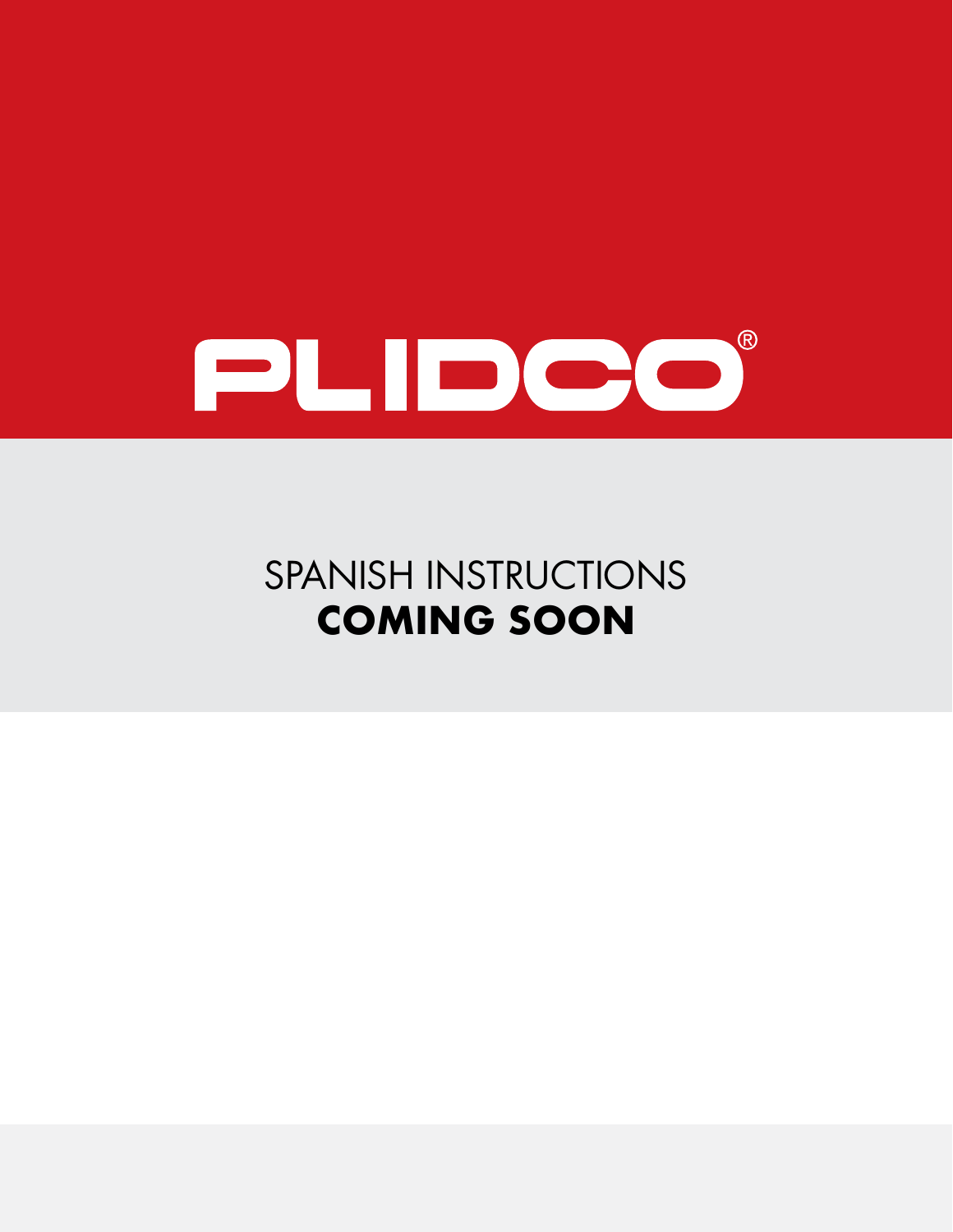# PLIDCO®

SPANISH INSTRUCTIONS
**COMING SOON**